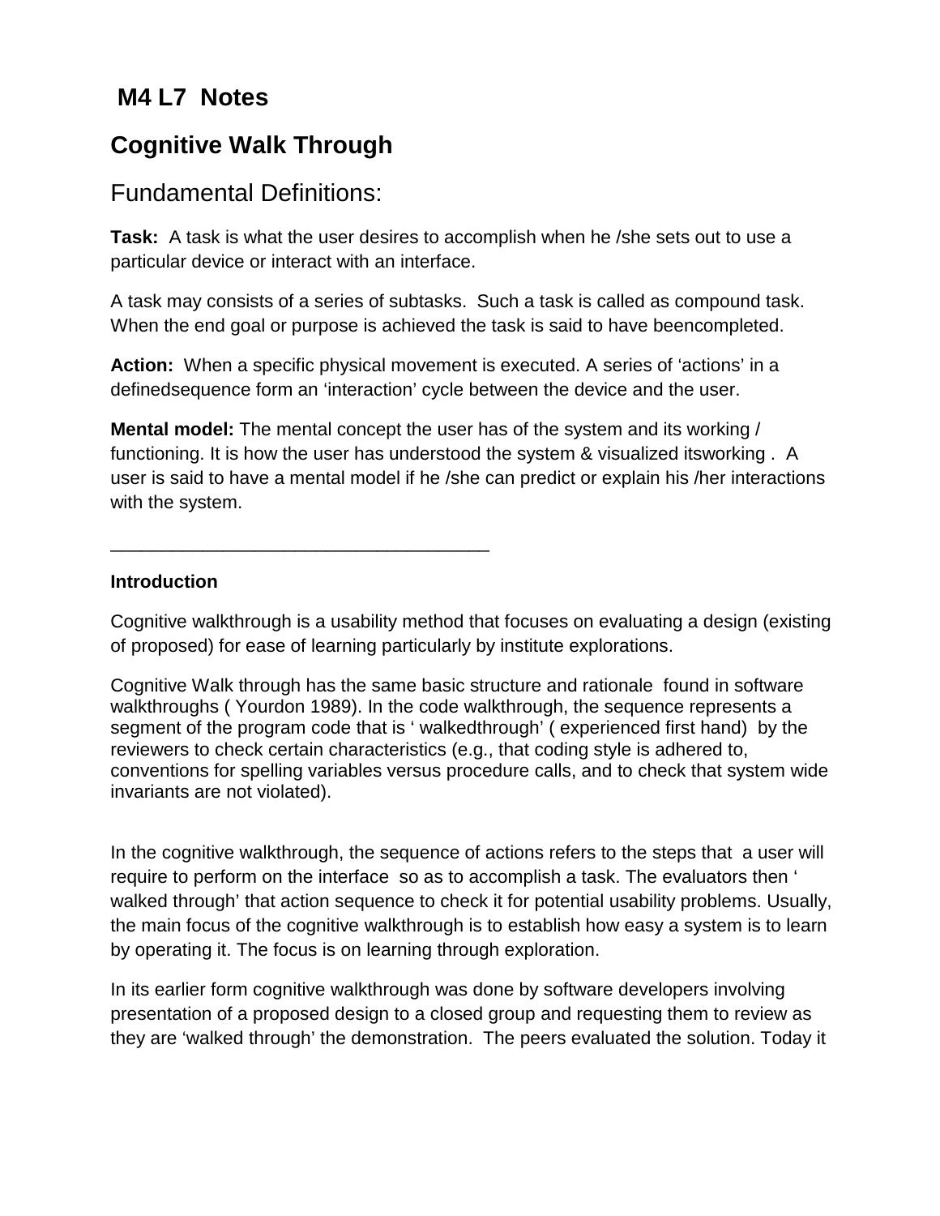# M4 L7 Notes

## Cognitive Walk Through

### Fundamental Definitions:

**Task:** A task is what the user desires to accomplish when he /she sets out to use a particular device or interact with an interface.

A task may consists of a series of subtasks. Such a task is called as compound task. When the end goal or purpose is achieved the task is said to have beencompleted.

**Action:** When a specific physical movement is executed. A series of 'actions' in a definedsequence form an 'interaction' cycle between the device and the user.

**Mental model:** The mental concept the user has of the system and its working / functioning. It is how the user has understood the system & visualized itsworking . A user is said to have a mental model if he /she can predict or explain his /her interactions with the system.

___________________________________

**Introduction**

Cognitive walkthrough is a usability method that focuses on evaluating a design (existing of proposed) for ease of learning particularly by institute explorations.

Cognitive Walk through has the same basic structure and rationale found in software walkthroughs ( Yourdon 1989). In the code walkthrough, the sequence represents a segment of the program code that is ' walkedthrough' ( experienced first hand) by the reviewers to check certain characteristics (e.g., that coding style is adhered to, conventions for spelling variables versus procedure calls, and to check that system wide invariants are not violated).

In the cognitive walkthrough, the sequence of actions refers to the steps that a user will require to perform on the interface so as to accomplish a task. The evaluators then ' walked through' that action sequence to check it for potential usability problems. Usually, the main focus of the cognitive walkthrough is to establish how easy a system is to learn by operating it. The focus is on learning through exploration.

In its earlier form cognitive walkthrough was done by software developers involving presentation of a proposed design to a closed group and requesting them to review as they are 'walked through' the demonstration. The peers evaluated the solution. Today it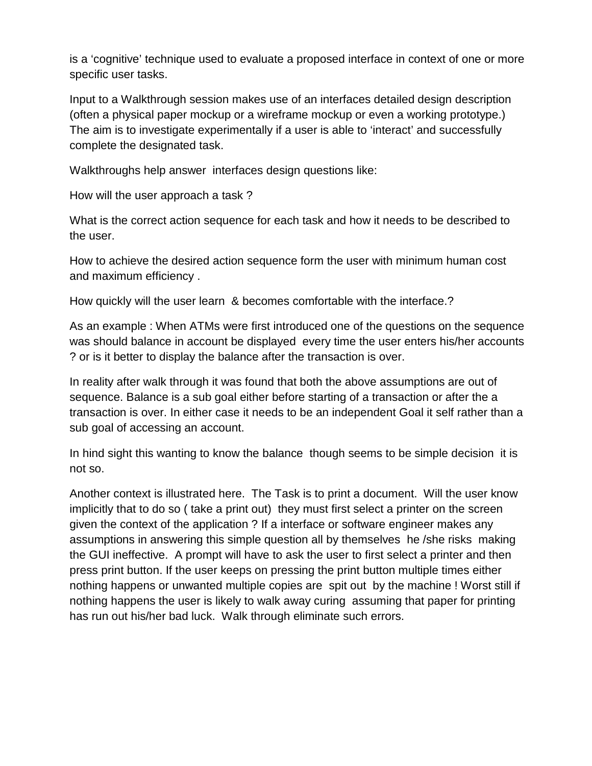is a ‘cognitive’ technique used to evaluate a proposed interface in context of one or more specific user tasks.

Input to a Walkthrough session makes use of an interfaces detailed design description (often a physical paper mockup or a wireframe mockup or even a working prototype.) The aim is to investigate experimentally if a user is able to ‘interact’ and successfully complete the designated task.

Walkthroughs help answer  interfaces design questions like:

How will the user approach a task ?

What is the correct action sequence for each task and how it needs to be described to the user.

How to achieve the desired action sequence form the user with minimum human cost and maximum efficiency .

How quickly will the user learn  & becomes comfortable with the interface.?

As an example : When ATMs were first introduced one of the questions on the sequence was should balance in account be displayed  every time the user enters his/her accounts ? or is it better to display the balance after the transaction is over.

In reality after walk through it was found that both the above assumptions are out of sequence. Balance is a sub goal either before starting of a transaction or after the a transaction is over. In either case it needs to be an independent Goal it self rather than a sub goal of accessing an account.

In hind sight this wanting to know the balance  though seems to be simple decision  it is not so.

Another context is illustrated here.  The Task is to print a document.  Will the user know implicitly that to do so ( take a print out)  they must first select a printer on the screen given the context of the application ? If a interface or software engineer makes any assumptions in answering this simple question all by themselves  he /she risks  making the GUI ineffective.  A prompt will have to ask the user to first select a printer and then press print button. If the user keeps on pressing the print button multiple times either nothing happens or unwanted multiple copies are  spit out  by the machine ! Worst still if nothing happens the user is likely to walk away curing  assuming that paper for printing has run out his/her bad luck.  Walk through eliminate such errors.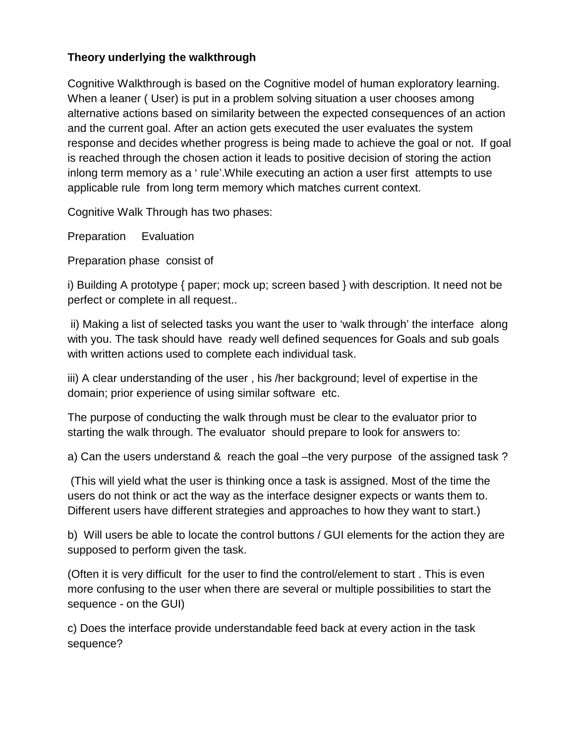**Theory underlying the walkthrough**

Cognitive Walkthrough is based on the Cognitive model of human exploratory learning. When a leaner ( User) is put in a problem solving situation a user chooses among alternative actions based on similarity between the expected consequences of an action and the current goal. After an action gets executed the user evaluates the system response and decides whether progress is being made to achieve the goal or not. If goal is reached through the chosen action it leads to positive decision of storing the action inlong term memory as a ' rule'.While executing an action a user first attempts to use applicable rule from long term memory which matches current context.

Cognitive Walk Through has two phases:

Preparation Evaluation

Preparation phase consist of

i) Building A prototype { paper; mock up; screen based } with description. It need not be perfect or complete in all request..

ii) Making a list of selected tasks you want the user to 'walk through' the interface along with you. The task should have ready well defined sequences for Goals and sub goals with written actions used to complete each individual task.

iii) A clear understanding of the user , his /her background; level of expertise in the domain; prior experience of using similar software etc.

The purpose of conducting the walk through must be clear to the evaluator prior to starting the walk through. The evaluator should prepare to look for answers to:

a) Can the users understand & reach the goal –the very purpose of the assigned task ?

(This will yield what the user is thinking once a task is assigned. Most of the time the users do not think or act the way as the interface designer expects or wants them to. Different users have different strategies and approaches to how they want to start.)

b) Will users be able to locate the control buttons / GUI elements for the action they are supposed to perform given the task.

(Often it is very difficult for the user to find the control/element to start . This is even more confusing to the user when there are several or multiple possibilities to start the sequence - on the GUI)

c) Does the interface provide understandable feed back at every action in the task sequence?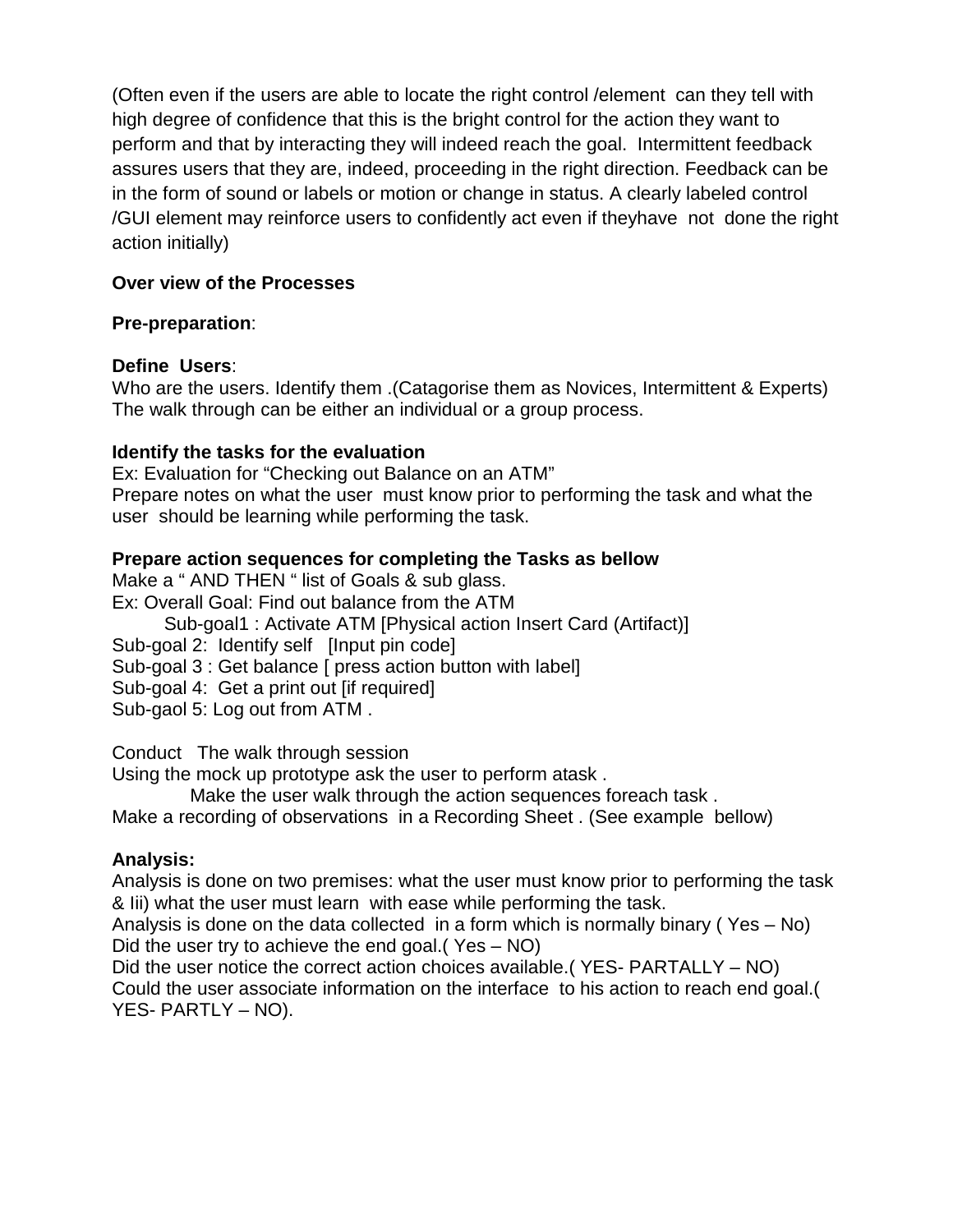(Often even if the users are able to locate the right control /element can they tell with high degree of confidence that this is the bright control for the action they want to perform and that by interacting they will indeed reach the goal. Intermittent feedback assures users that they are, indeed, proceeding in the right direction. Feedback can be in the form of sound or labels or motion or change in status. A clearly labeled control /GUI element may reinforce users to confidently act even if theyhave not done the right action initially)

**Over view of the Processes**

**Pre-preparation**:

**Define Users**:
Who are the users. Identify them .(Catagorise them as Novices, Intermittent & Experts)
The walk through can be either an individual or a group process.

**Identify the tasks for the evaluation**
Ex: Evaluation for "Checking out Balance on an ATM"
Prepare notes on what the user must know prior to performing the task and what the user should be learning while performing the task.

**Prepare action sequences for completing the Tasks as bellow**
Make a " AND THEN " list of Goals & sub glass.
Ex: Overall Goal: Find out balance from the ATM
Sub-goal1 : Activate ATM [Physical action Insert Card (Artifact)]
Sub-goal 2: Identify self [Input pin code]
Sub-goal 3 : Get balance [ press action button with label]
Sub-goal 4: Get a print out [if required]
Sub-gaol 5: Log out from ATM .

Conduct The walk through session
Using the mock up prototype ask the user to perform atask .
Make the user walk through the action sequences foreach task .
Make a recording of observations in a Recording Sheet . (See example bellow)

**Analysis:**
Analysis is done on two premises: what the user must know prior to performing the task & Iii) what the user must learn with ease while performing the task.
Analysis is done on the data collected in a form which is normally binary ( Yes – No)
Did the user try to achieve the end goal.( Yes – NO)
Did the user notice the correct action choices available.( YES- PARTALLY – NO)
Could the user associate information on the interface to his action to reach end goal.( YES- PARTLY – NO).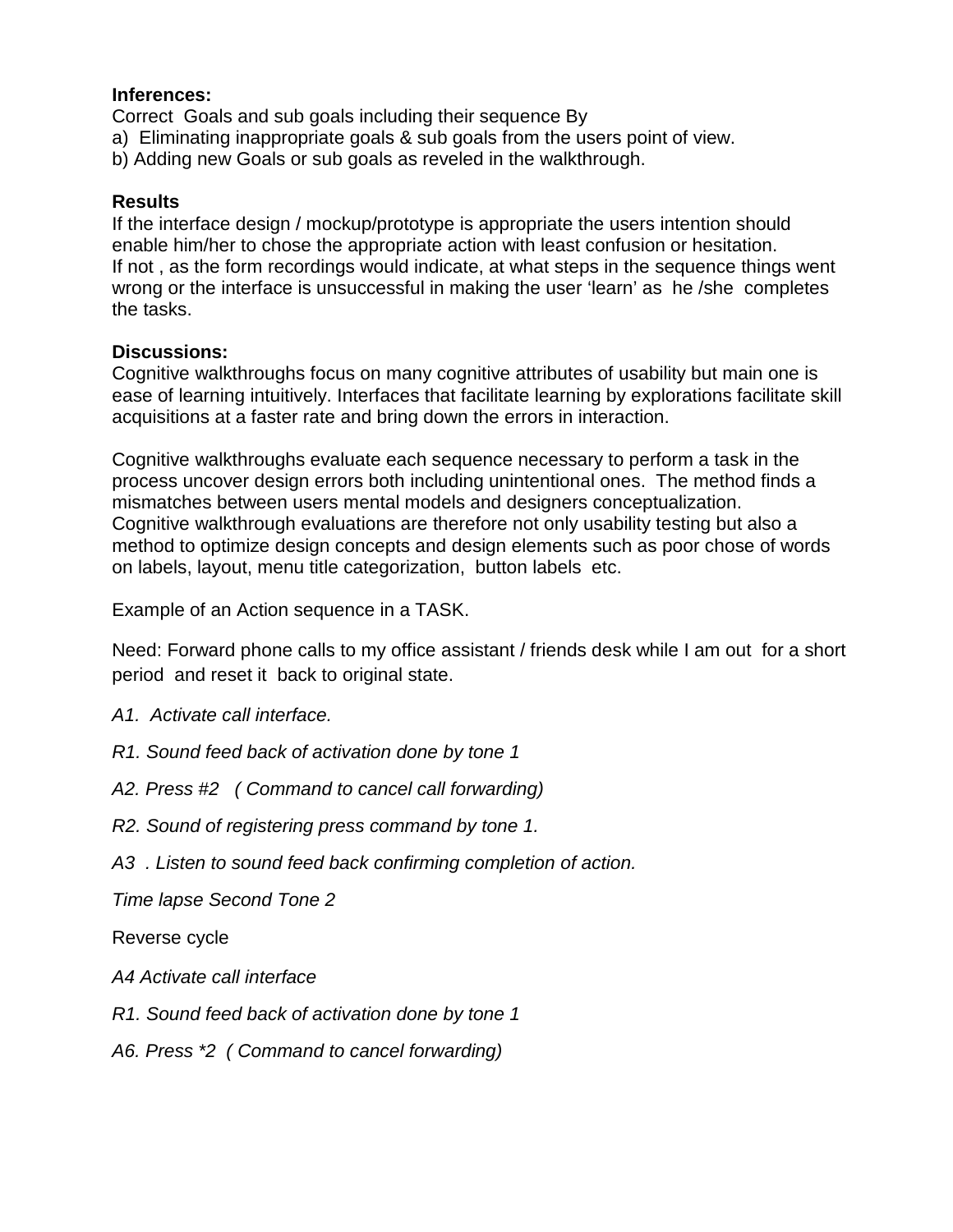**Inferences:**

Correct Goals and sub goals including their sequence By

a) Eliminating inappropriate goals & sub goals from the users point of view.

b) Adding new Goals or sub goals as reveled in the walkthrough.

**Results**

If the interface design / mockup/prototype is appropriate the users intention should enable him/her to chose the appropriate action with least confusion or hesitation.
If not , as the form recordings would indicate, at what steps in the sequence things went wrong or the interface is unsuccessful in making the user 'learn' as he /she completes the tasks.

**Discussions:**

Cognitive walkthroughs focus on many cognitive attributes of usability but main one is ease of learning intuitively. Interfaces that facilitate learning by explorations facilitate skill acquisitions at a faster rate and bring down the errors in interaction.

Cognitive walkthroughs evaluate each sequence necessary to perform a task in the process uncover design errors both including unintentional ones. The method finds a mismatches between users mental models and designers conceptualization.
Cognitive walkthrough evaluations are therefore not only usability testing but also a method to optimize design concepts and design elements such as poor chose of words on labels, layout, menu title categorization, button labels etc.

Example of an Action sequence in a TASK.

Need: Forward phone calls to my office assistant / friends desk while I am out for a short period and reset it back to original state.

*A1. Activate call interface.*

*R1. Sound feed back of activation done by tone 1*

*A2. Press #2 ( Command to cancel call forwarding)*

*R2. Sound of registering press command by tone 1.*

*A3 . Listen to sound feed back confirming completion of action.*

*Time lapse Second Tone 2*

Reverse cycle

*A4 Activate call interface*

*R1. Sound feed back of activation done by tone 1*

*A6. Press *2 ( Command to cancel forwarding)*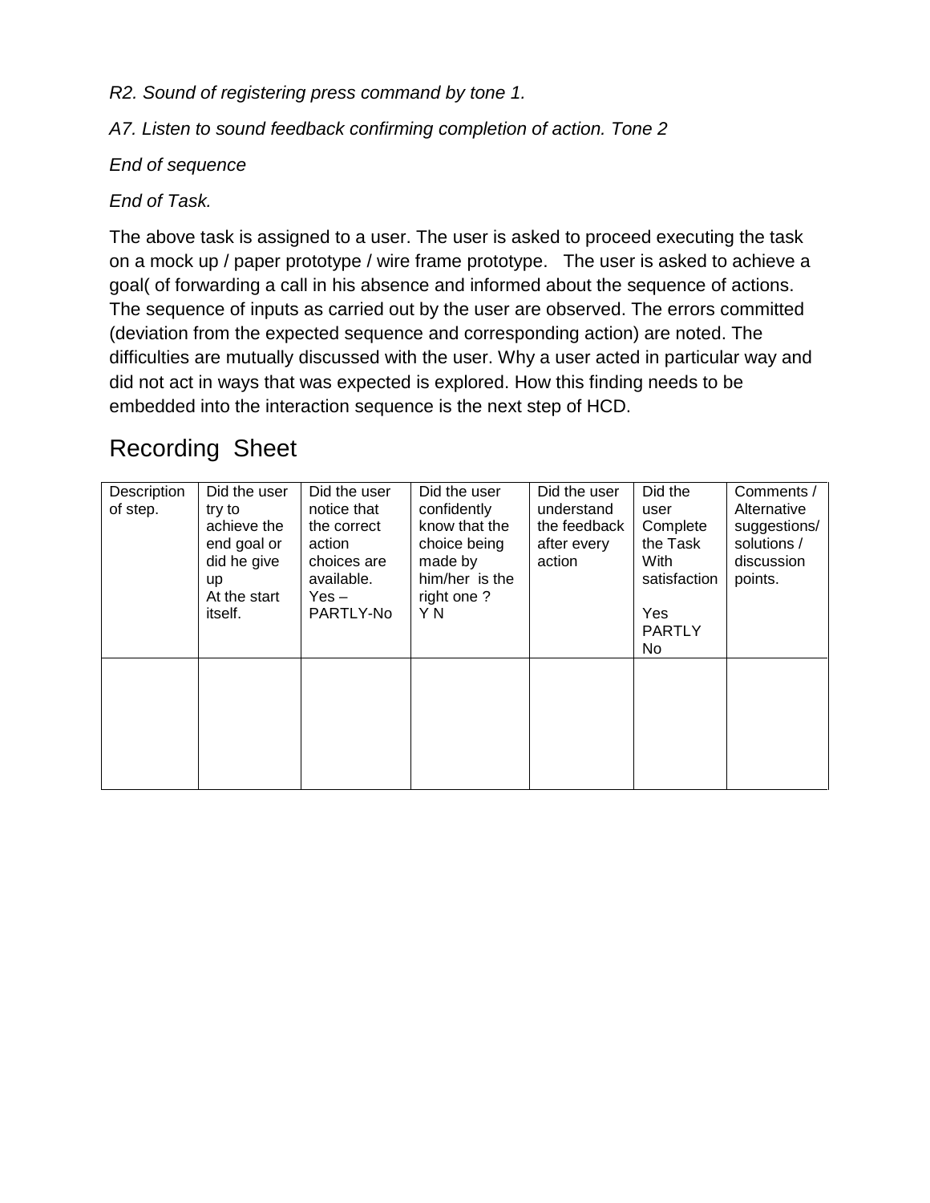*R2. Sound of registering press command by tone 1.*

*A7. Listen to sound feedback confirming completion of action. Tone 2*

*End of sequence*

*End of Task.*

The above task is assigned to a user. The user is asked to proceed executing the task on a mock up / paper prototype / wire frame prototype. The user is asked to achieve a goal( of forwarding a call in his absence and informed about the sequence of actions. The sequence of inputs as carried out by the user are observed. The errors committed (deviation from the expected sequence and corresponding action) are noted. The difficulties are mutually discussed with the user. Why a user acted in particular way and did not act in ways that was expected is explored. How this finding needs to be embedded into the interaction sequence is the next step of HCD.

## Recording Sheet

| Description of step. | Did the user try to achieve the end goal or did he give up At the start itself. | Did the user notice that the correct action choices are available. Yes – PARTLY-No | Did the user confidently know that the choice being made by him/her is the right one ? Y N | Did the user understand the feedback after every action | Did the user Complete the Task With satisfaction Yes PARTLY No | Comments / Alternative suggestions/ solutions / discussion points. |
|---|---|---|---|---|---|---|
| | | | | | | |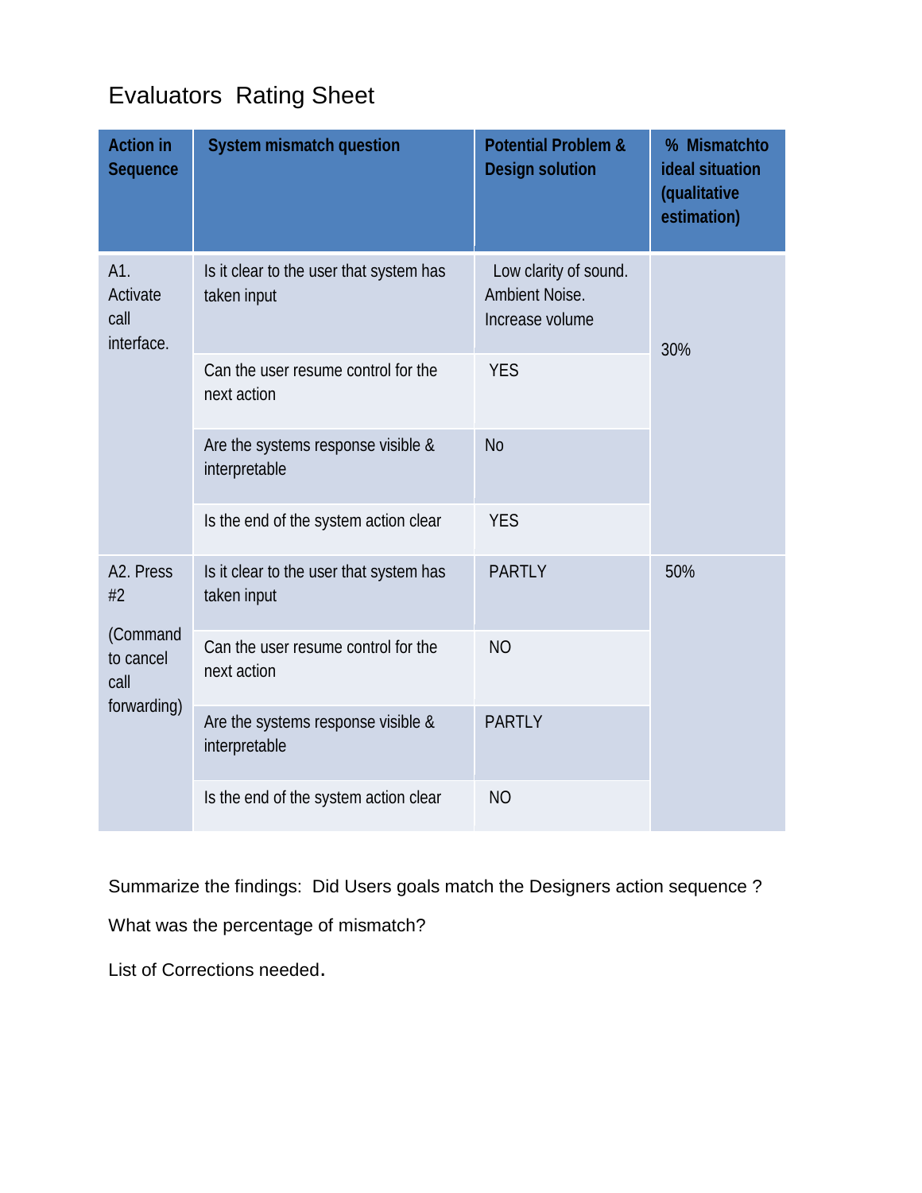# Evaluators  Rating Sheet

| Action in Sequence | System mismatch question | Potential Problem & Design solution | % Mismatchto ideal situation (qualitative estimation) |
|---|---|---|---|
| A1. Activate call interface. | Is it clear to the user that system has taken input | Low clarity of sound. Ambient Noise. Increase volume | 30% |
| | Can the user resume control for the next action | YES | |
| | Are the systems response visible & interpretable | No | |
| | Is the end of the system action clear | YES | |
| A2. Press #2 (Command to cancel call forwarding) | Is it clear to the user that system has taken input | PARTLY | 50% |
| | Can the user resume control for the next action | NO | |
| | Are the systems response visible & interpretable | PARTLY | |
| | Is the end of the system action clear | NO | |

Summarize the findings:  Did Users goals match the Designers action sequence ?

What was the percentage of mismatch?

List of Corrections needed.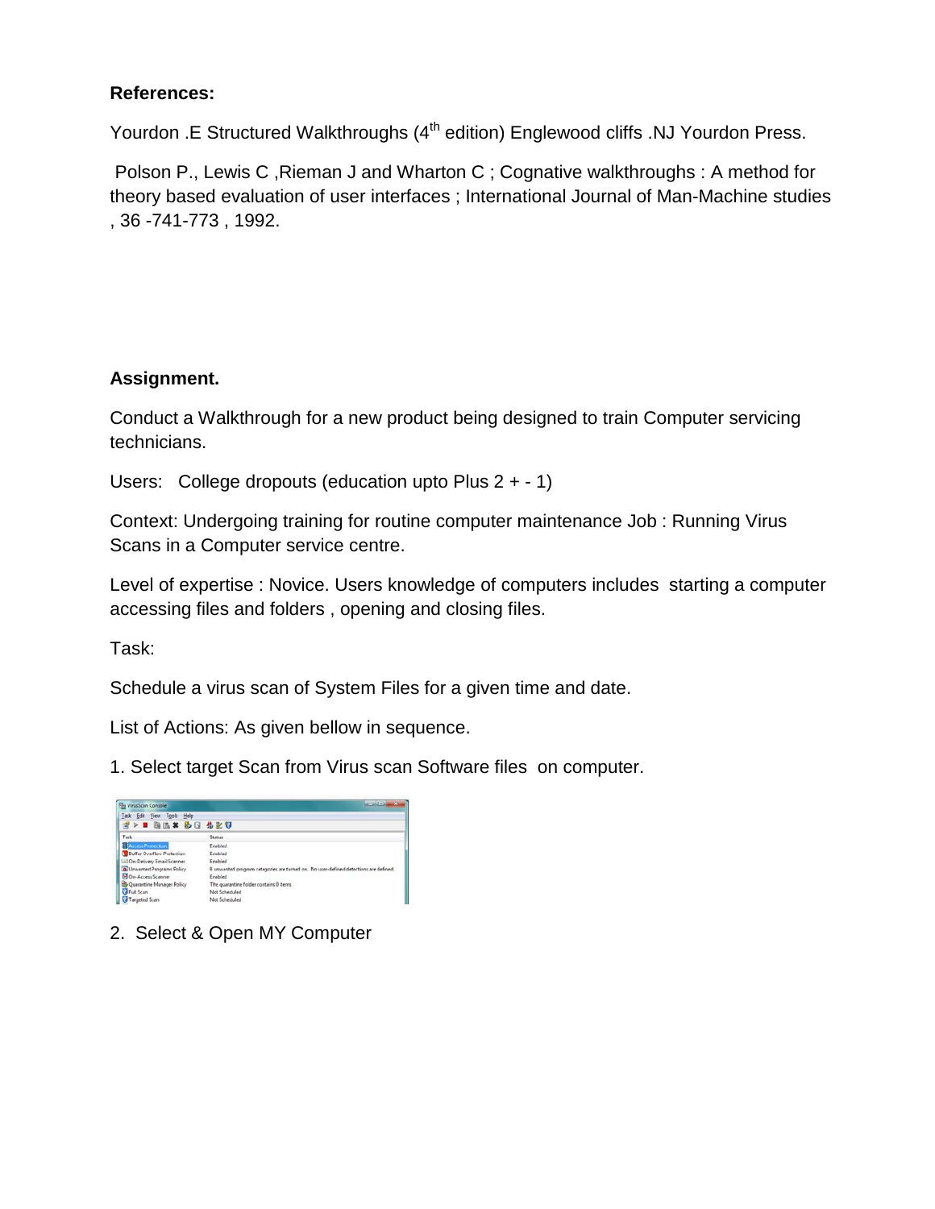**References:**

Yourdon .E Structured Walkthroughs (4th edition) Englewood cliffs .NJ Yourdon Press.

Polson P., Lewis C ,Rieman J and Wharton C ; Cognative walkthroughs : A method for theory based evaluation of user interfaces ; International Journal of Man-Machine studies , 36 -741-773 , 1992.

**Assignment.**

Conduct a Walkthrough for a new product being designed to train Computer servicing technicians.

Users: College dropouts (education upto Plus 2 + - 1)

Context: Undergoing training for routine computer maintenance Job : Running Virus Scans in a Computer service centre.

Level of expertise : Novice. Users knowledge of computers includes starting a computer accessing files and folders , opening and closing files.

Task:

Schedule a virus scan of System Files for a given time and date.

List of Actions: As given bellow in sequence.

1. Select target Scan from Virus scan Software files on computer.

2. Select & Open MY Computer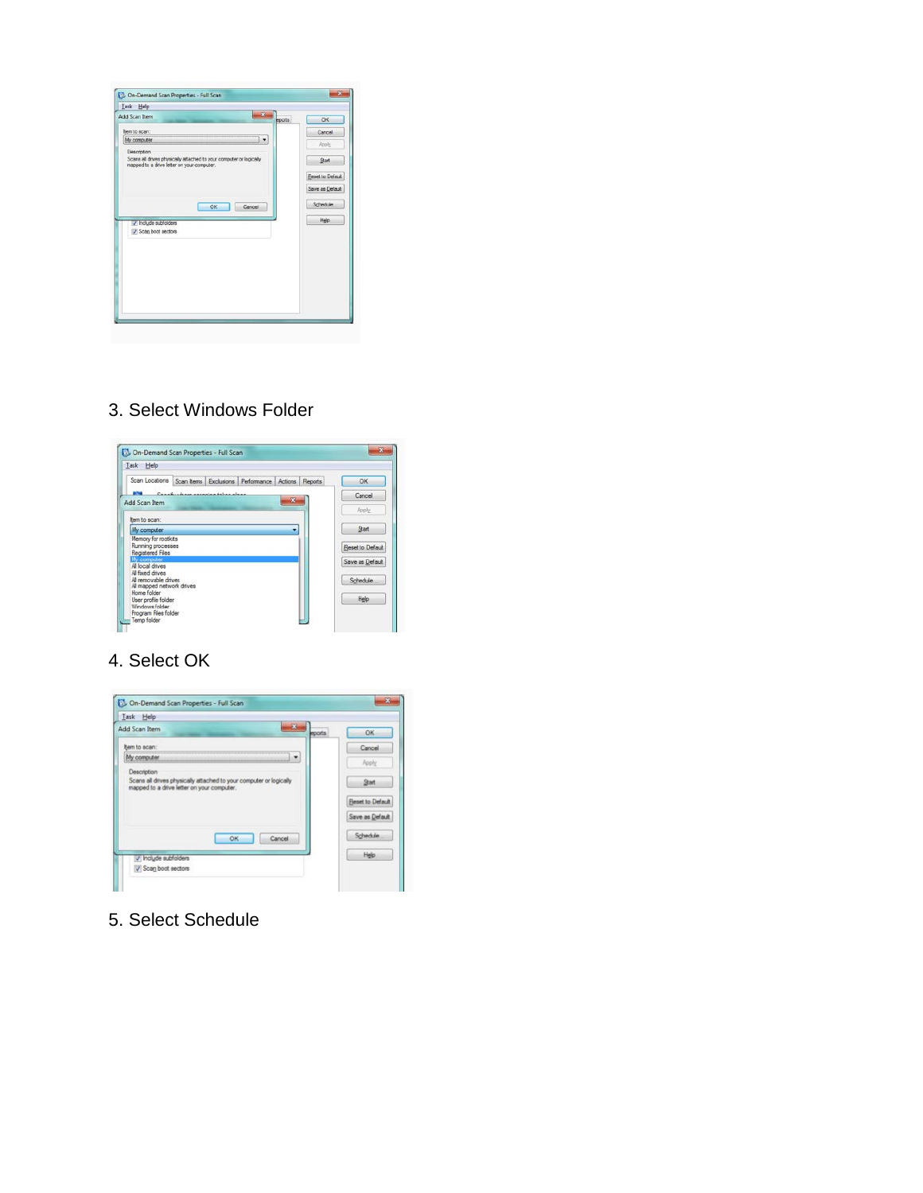3. Select Windows Folder

4. Select OK

5. Select Schedule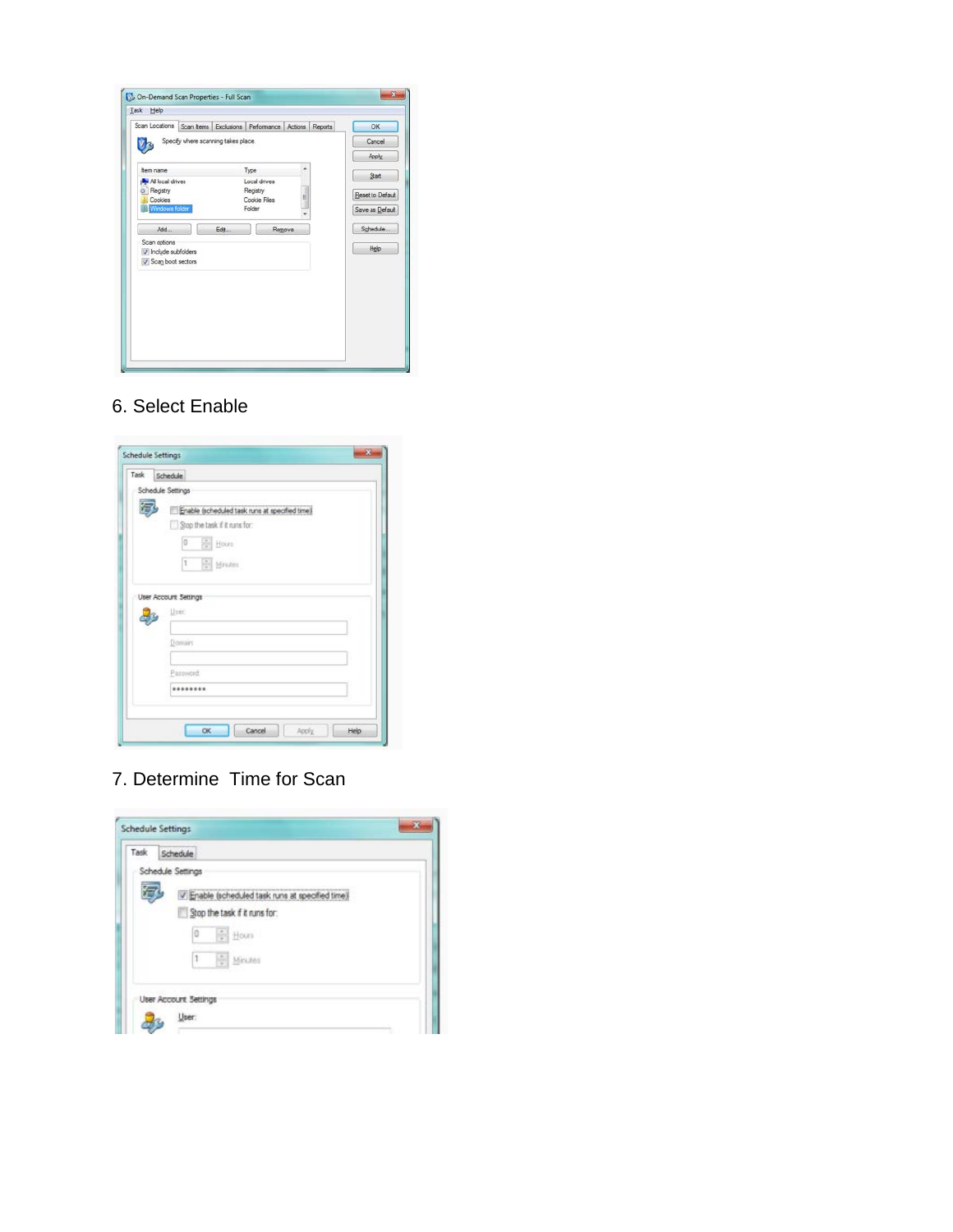6. Select Enable

7. Determine  Time for Scan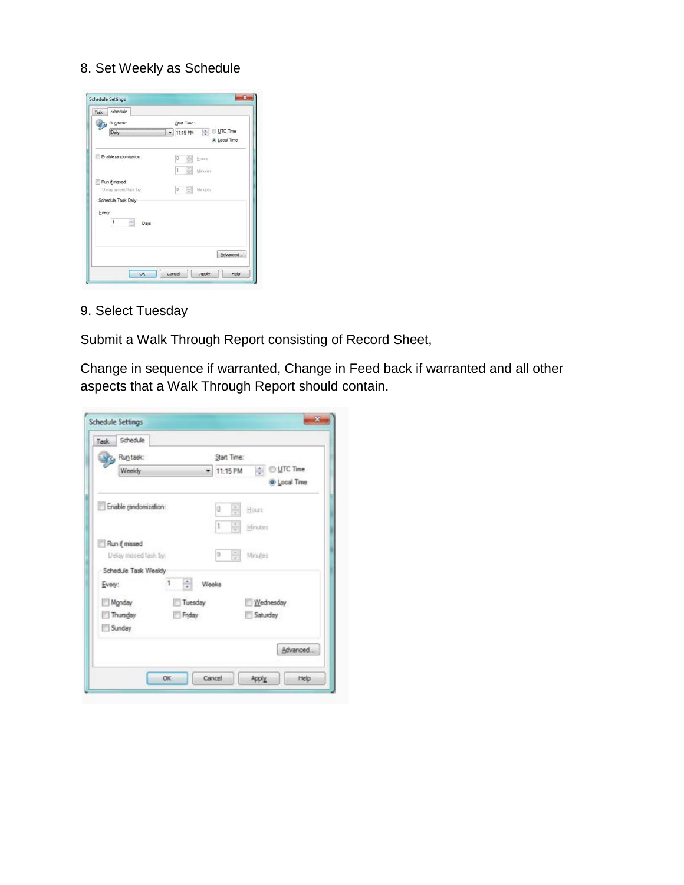8. Set Weekly as Schedule

9. Select Tuesday

Submit a Walk Through Report consisting of Record Sheet,

Change in sequence if warranted, Change in Feed back if warranted and all other aspects that a Walk Through Report should contain.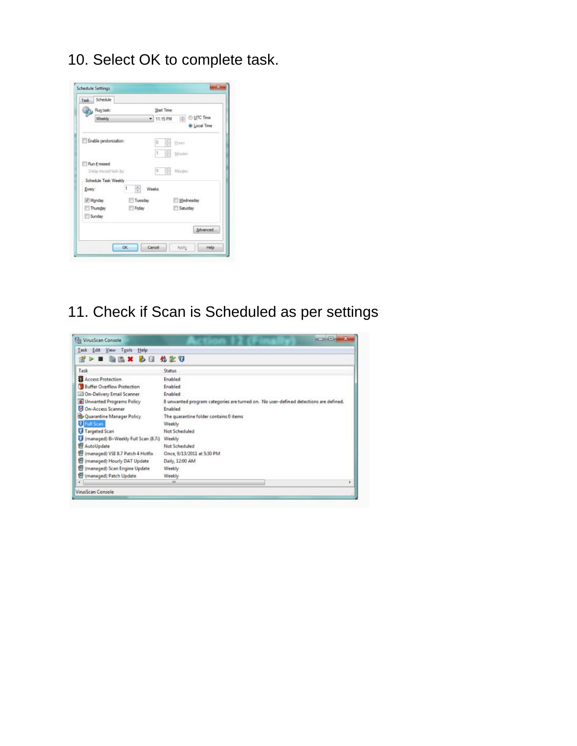10. Select OK to complete task.

11. Check if Scan is Scheduled as per settings